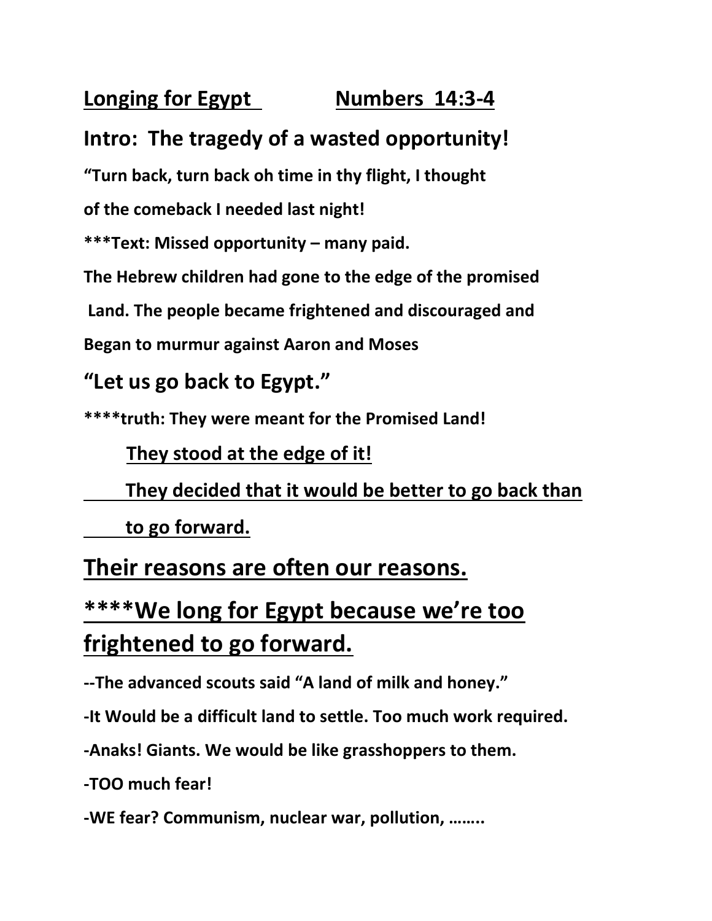**<u>Longing for Egypt</u>** **<u>Numbers 14:3-4</u>**

## Intro: The tragedy of a wasted opportunity!

**"Turn back, turn back oh time in thy flight, I thought**

**of the comeback I needed last night!**

*****Text: Missed opportunity – many paid.**

**The Hebrew children had gone to the edge of the promised Land. The people became frightened and discouraged and Began to murmur against Aaron and Moses**

## "Let us go back to Egypt."

******truth: They were meant for the Promised Land!**

**<u>They stood at the edge of it!</u>**

**<u>They decided that it would be better to go back than to go forward.</u>**

# <u>Their reasons are often our reasons.</u>

# <u>****We long for Egypt because we're too frightened to go forward.</u>

**--The advanced scouts said "A land of milk and honey."**

**-It Would be a difficult land to settle. Too much work required.**

**-Anaks! Giants. We would be like grasshoppers to them.**

**-TOO much fear!**

**-WE fear? Communism, nuclear war, pollution, ……..**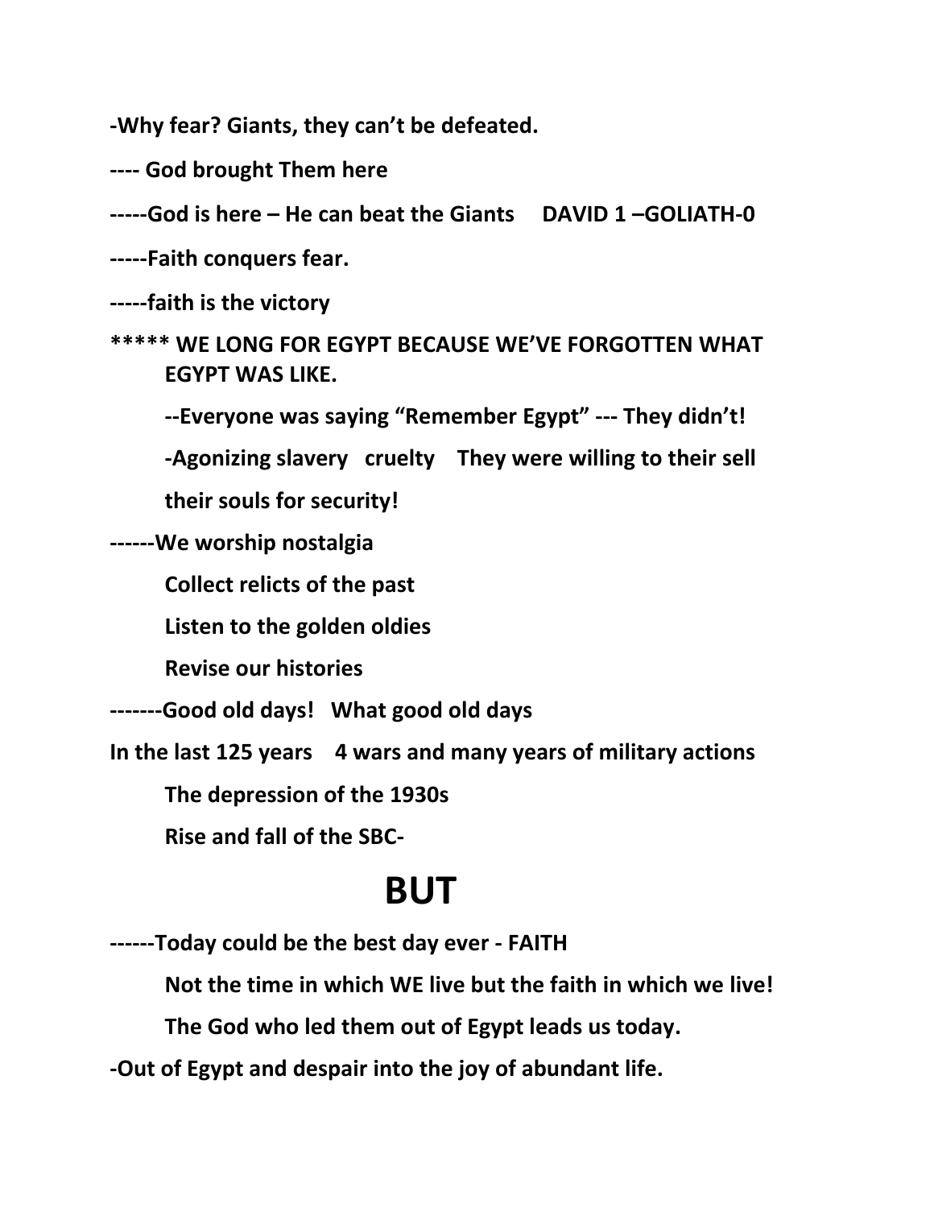**-Why fear? Giants, they can't be defeated.**

**---- God brought Them here**

**-----God is here – He can beat the Giants     DAVID 1 –GOLIATH-0**

**-----Faith conquers fear.**

**-----faith is the victory**

**\*\*\*\*\* WE LONG FOR EGYPT BECAUSE WE'VE FORGOTTEN WHAT EGYPT WAS LIKE.**

> **--Everyone was saying "Remember Egypt" --- They didn't!**
>
> **-Agonizing slavery   cruelty    They were willing to their sell their souls for security!**

**------We worship nostalgia**

> **Collect relicts of the past**
>
> **Listen to the golden oldies**
>
> **Revise our histories**

**-------Good old days!   What good old days**

**In the last 125 years    4 wars and many years of military actions**

> **The depression of the 1930s**
>
> **Rise and fall of the SBC-**

# BUT

**------Today could be the best day ever - FAITH**

> **Not the time in which WE live but the faith in which we live!**
>
> **The God who led them out of Egypt leads us today.**

**-Out of Egypt and despair into the joy of abundant life.**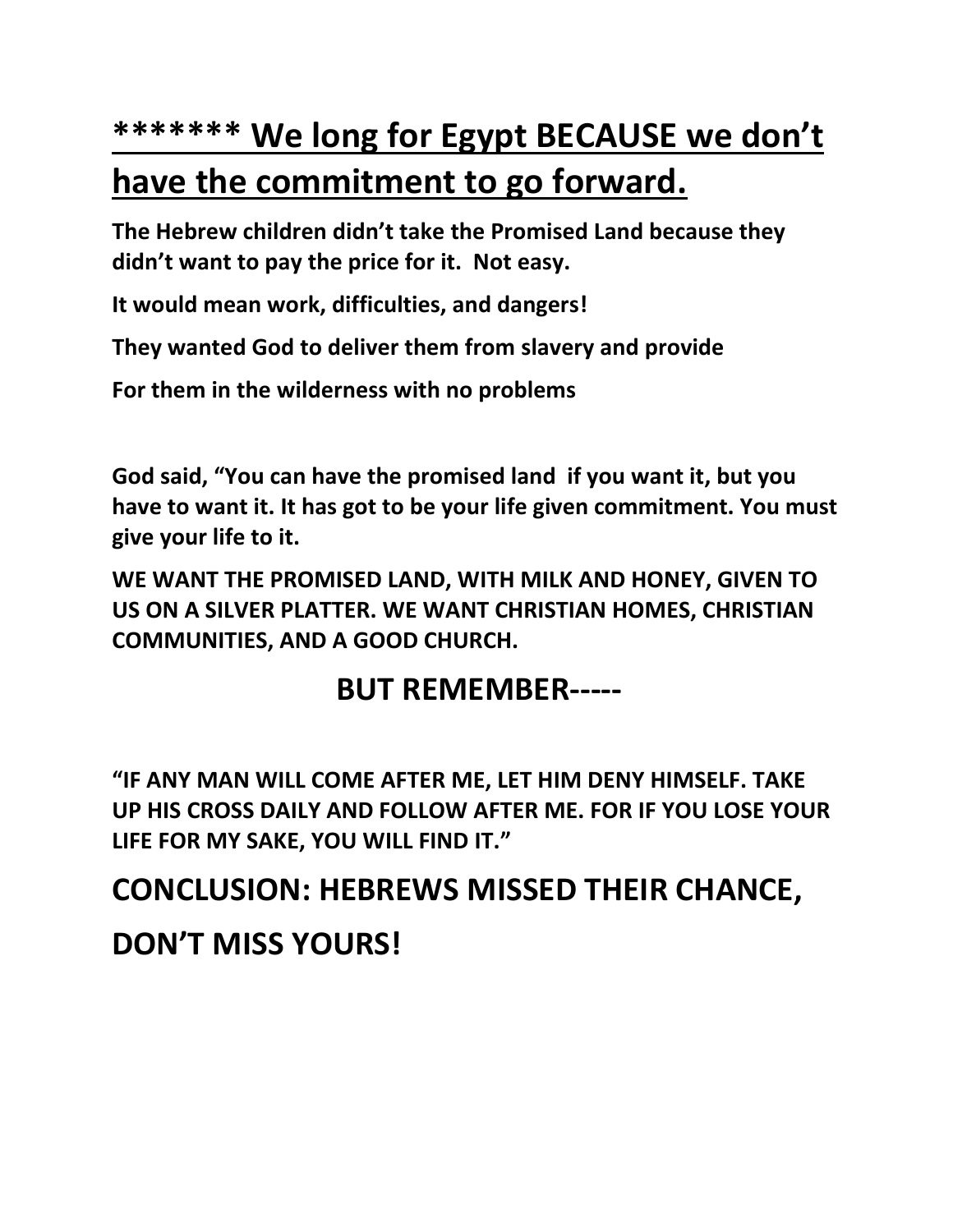## ******* We long for Egypt BECAUSE we don't have the commitment to go forward.

**The Hebrew children didn't take the Promised Land because they didn't want to pay the price for it. Not easy.**

**It would mean work, difficulties, and dangers!**

**They wanted God to deliver them from slavery and provide**

**For them in the wilderness with no problems**

**God said, "You can have the promised land if you want it, but you have to want it. It has got to be your life given commitment. You must give your life to it.**

**WE WANT THE PROMISED LAND, WITH MILK AND HONEY, GIVEN TO US ON A SILVER PLATTER. WE WANT CHRISTIAN HOMES, CHRISTIAN COMMUNITIES, AND A GOOD CHURCH.**

### BUT REMEMBER-----

**"IF ANY MAN WILL COME AFTER ME, LET HIM DENY HIMSELF. TAKE UP HIS CROSS DAILY AND FOLLOW AFTER ME. FOR IF YOU LOSE YOUR LIFE FOR MY SAKE, YOU WILL FIND IT."**

## CONCLUSION: HEBREWS MISSED THEIR CHANCE,

## DON'T MISS YOURS!